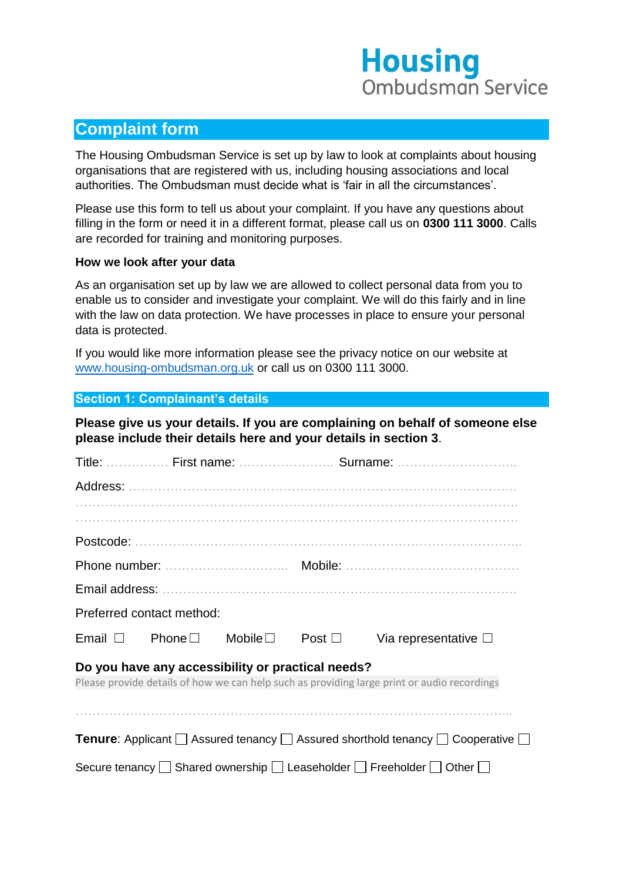Housing Ombudsman Service

# Complaint form

The Housing Ombudsman Service is set up by law to look at complaints about housing organisations that are registered with us, including housing associations and local authorities. The Ombudsman must decide what is 'fair in all the circumstances'.

Please use this form to tell us about your complaint. If you have any questions about filling in the form or need it in a different format, please call us on **0300 111 3000**. Calls are recorded for training and monitoring purposes.

**How we look after your data**

As an organisation set up by law we are allowed to collect personal data from you to enable us to consider and investigate your complaint. We will do this fairly and in line with the law on data protection. We have processes in place to ensure your personal data is protected.

If you would like more information please see the privacy notice on our website at www.housing-ombudsman.org.uk or call us on 0300 111 3000.

## Section 1: Complainant's details

**Please give us your details. If you are complaining on behalf of someone else please include their details here and your details in section 3**.

Title: …………… First name: …………………… Surname: ………………………….

Address: ………………………………………………………………………………

………………………………………………………………………………………

………………………………………………………………………………………

Postcode: ………………………………………………………………………………

Phone number: ………………………… Mobile: ……………………………………

Email address: …………………………………………………………………………

Preferred contact method:

Email ☐ Phone ☐ Mobile ☐ Post ☐ Via representative ☐

**Do you have any accessibility or practical needs?**

Please provide details of how we can help such as providing large print or audio recordings

………………………………………………………………………………………

**Tenure**: Applicant ☐ Assured tenancy ☐ Assured shorthold tenancy ☐ Cooperative ☐

Secure tenancy ☐ Shared ownership ☐ Leaseholder ☐ Freeholder ☐ Other ☐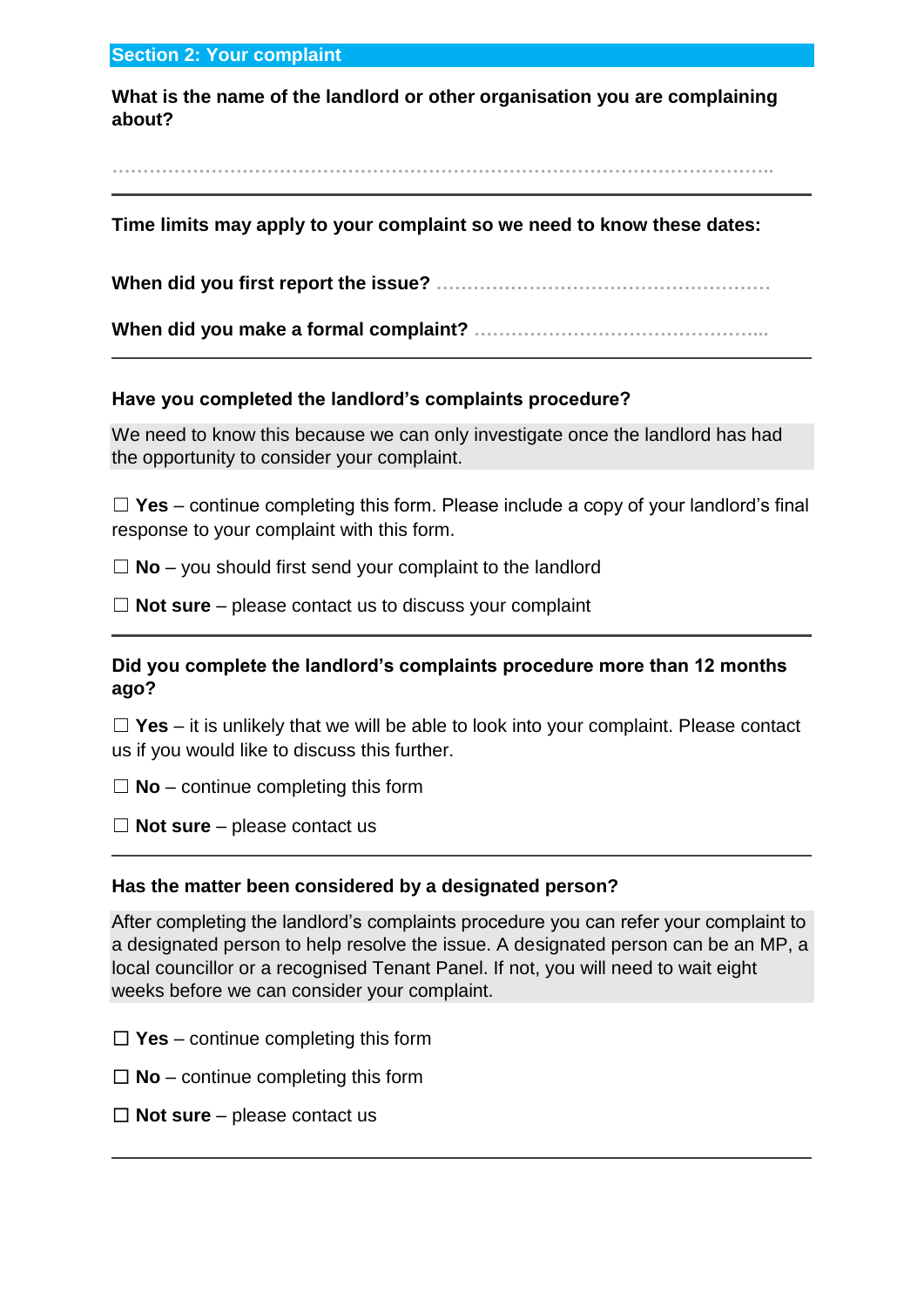## Section 2: Your complaint

**What is the name of the landlord or other organisation you are complaining about?**

……………………………………………………………………………………………………

---

**Time limits may apply to your complaint so we need to know these dates:**

**When did you first report the issue?** ………………………………………………

**When did you make a formal complaint?** …………………………………………...

---

**Have you completed the landlord's complaints procedure?**

We need to know this because we can only investigate once the landlord has had the opportunity to consider your complaint.

☐ **Yes** – continue completing this form. Please include a copy of your landlord's final response to your complaint with this form.

☐ **No** – you should first send your complaint to the landlord

☐ **Not sure** – please contact us to discuss your complaint

---

**Did you complete the landlord's complaints procedure more than 12 months ago?**

☐ **Yes** – it is unlikely that we will be able to look into your complaint. Please contact us if you would like to discuss this further.

☐ **No** – continue completing this form

☐ **Not sure** – please contact us

---

**Has the matter been considered by a designated person?**

After completing the landlord's complaints procedure you can refer your complaint to a designated person to help resolve the issue. A designated person can be an MP, a local councillor or a recognised Tenant Panel. If not, you will need to wait eight weeks before we can consider your complaint.

☐ **Yes** – continue completing this form

☐ **No** – continue completing this form

☐ **Not sure** – please contact us

---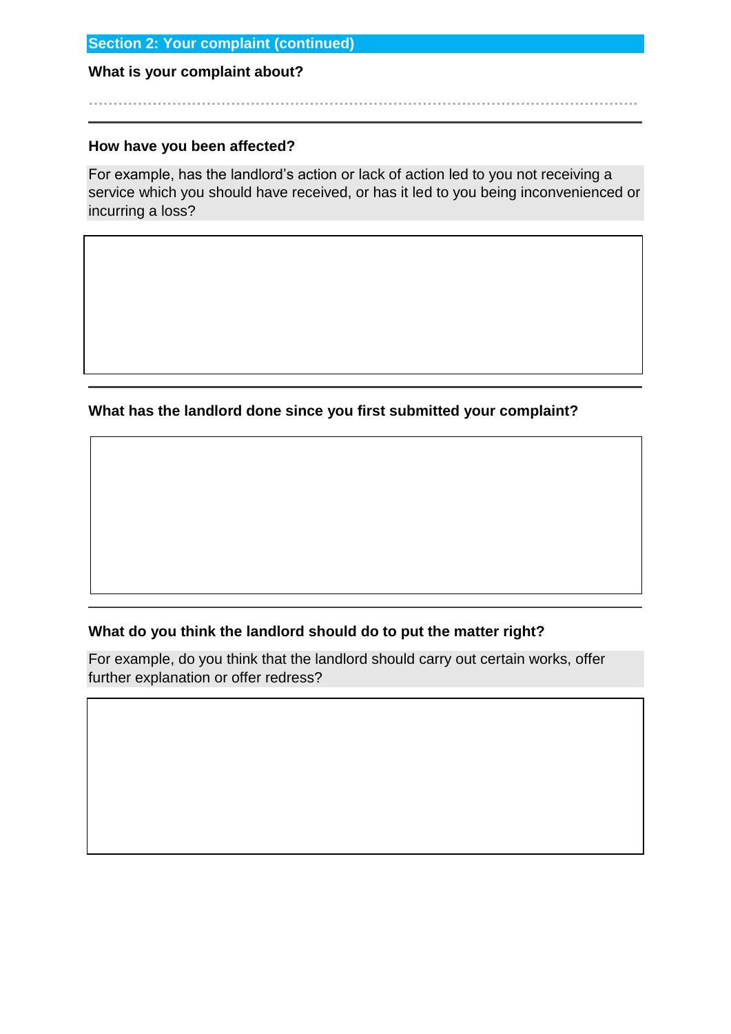## Section 2: Your complaint (continued)

**What is your complaint about?**

---

**How have you been affected?**

For example, has the landlord's action or lack of action led to you not receiving a service which you should have received, or has it led to you being inconvenienced or incurring a loss?

---

**What has the landlord done since you first submitted your complaint?**

---

**What do you think the landlord should do to put the matter right?**

For example, do you think that the landlord should carry out certain works, offer further explanation or offer redress?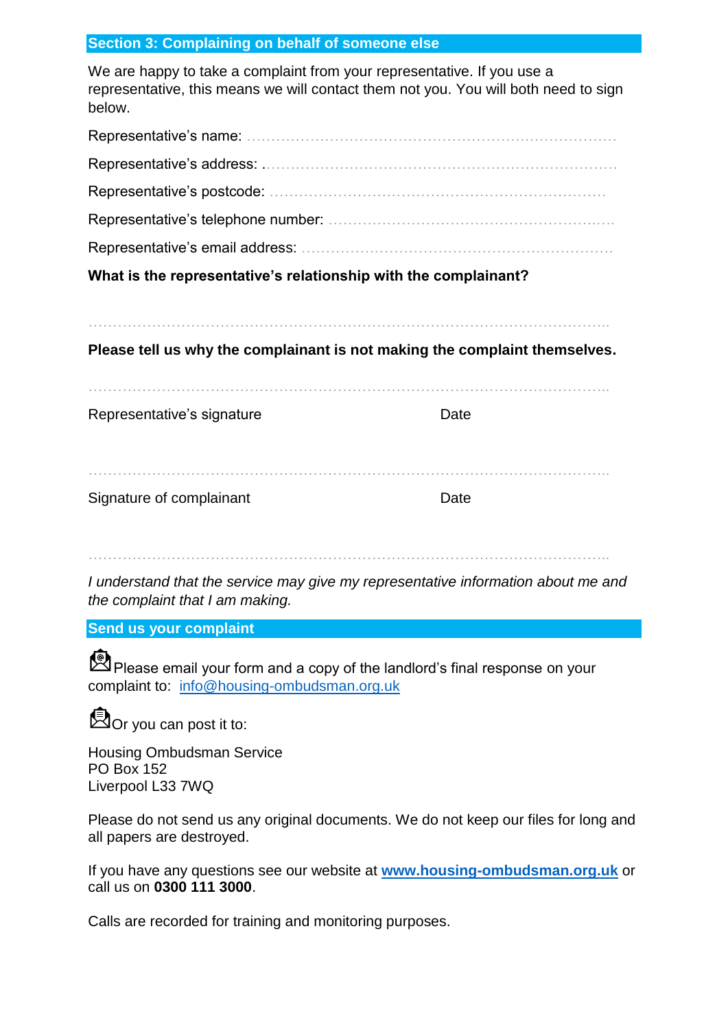## Section 3: Complaining on behalf of someone else

We are happy to take a complaint from your representative. If you use a representative, this means we will contact them not you. You will both need to sign below.

Representative's name: ..........................................................................

Representative's address: ......................................................................

Representative's postcode: ..................................................................

Representative's telephone number: ......................................................

Representative's email address: ...........................................................

**What is the representative's relationship with the complainant?**

.................................................................................................................

**Please tell us why the complainant is not making the complaint themselves.**

.................................................................................................................

Representative's signature | Date

.................................................................................................................

Signature of complainant | Date

.................................................................................................................

*I understand that the service may give my representative information about me and the complaint that I am making.*

## Send us your complaint

Please email your form and a copy of the landlord's final response on your complaint to: info@housing-ombudsman.org.uk

Or you can post it to:

Housing Ombudsman Service
PO Box 152
Liverpool L33 7WQ

Please do not send us any original documents. We do not keep our files for long and all papers are destroyed.

If you have any questions see our website at **www.housing-ombudsman.org.uk** or call us on **0300 111 3000**.

Calls are recorded for training and monitoring purposes.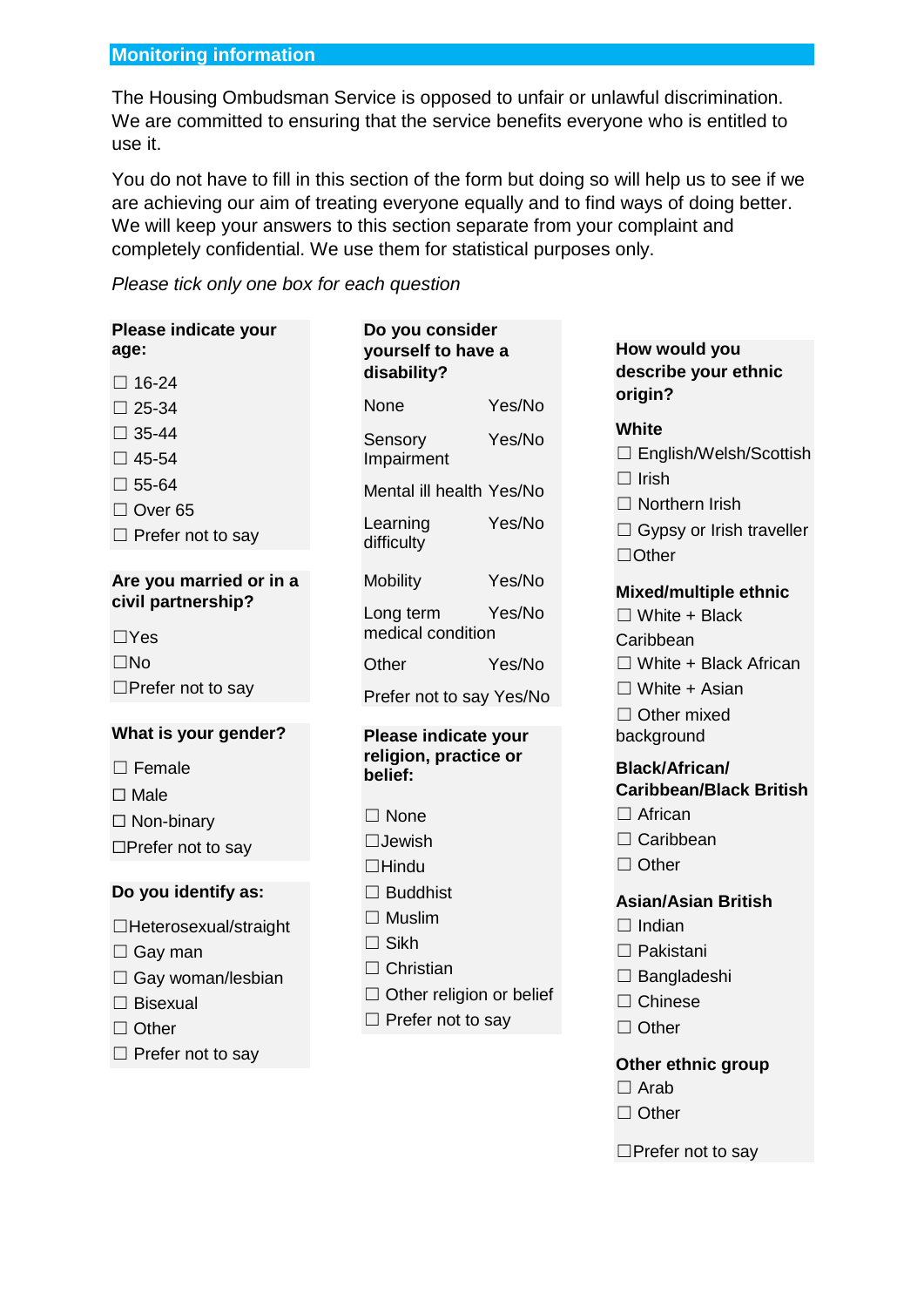## Monitoring information

The Housing Ombudsman Service is opposed to unfair or unlawful discrimination. We are committed to ensuring that the service benefits everyone who is entitled to use it.

You do not have to fill in this section of the form but doing so will help us to see if we are achieving our aim of treating everyone equally and to find ways of doing better. We will keep your answers to this section separate from your complaint and completely confidential. We use them for statistical purposes only.

*Please tick only one box for each question*

**Please indicate your age:**

☐ 16-24
☐ 25-34
☐ 35-44
☐ 45-54
☐ 55-64
☐ Over 65
☐ Prefer not to say

**Are you married or in a civil partnership?**

☐Yes
☐No
☐Prefer not to say

**What is your gender?**

☐ Female
☐ Male
☐ Non-binary
☐Prefer not to say

**Do you identify as:**

☐Heterosexual/straight
☐ Gay man
☐ Gay woman/lesbian
☐ Bisexual
☐ Other
☐ Prefer not to say

**Do you consider yourself to have a disability?**

| | |
|---|---|
| None | Yes/No |
| Sensory Impairment | Yes/No |
| Mental ill health | Yes/No |
| Learning difficulty | Yes/No |
| Mobility | Yes/No |
| Long term medical condition | Yes/No |
| Other | Yes/No |
| Prefer not to say | Yes/No |

**Please indicate your religion, practice or belief:**

☐ None
☐Jewish
☐Hindu
☐ Buddhist
☐ Muslim
☐ Sikh
☐ Christian
☐ Other religion or belief
☐ Prefer not to say

**How would you describe your ethnic origin?**

**White**
☐ English/Welsh/Scottish
☐ Irish
☐ Northern Irish
☐ Gypsy or Irish traveller
☐Other

**Mixed/multiple ethnic**
☐ White + Black Caribbean
☐ White + Black African
☐ White + Asian
☐ Other mixed background

**Black/African/ Caribbean/Black British**
☐ African
☐ Caribbean
☐ Other

**Asian/Asian British**
☐ Indian
☐ Pakistani
☐ Bangladeshi
☐ Chinese
☐ Other

**Other ethnic group**
☐ Arab
☐ Other

☐Prefer not to say